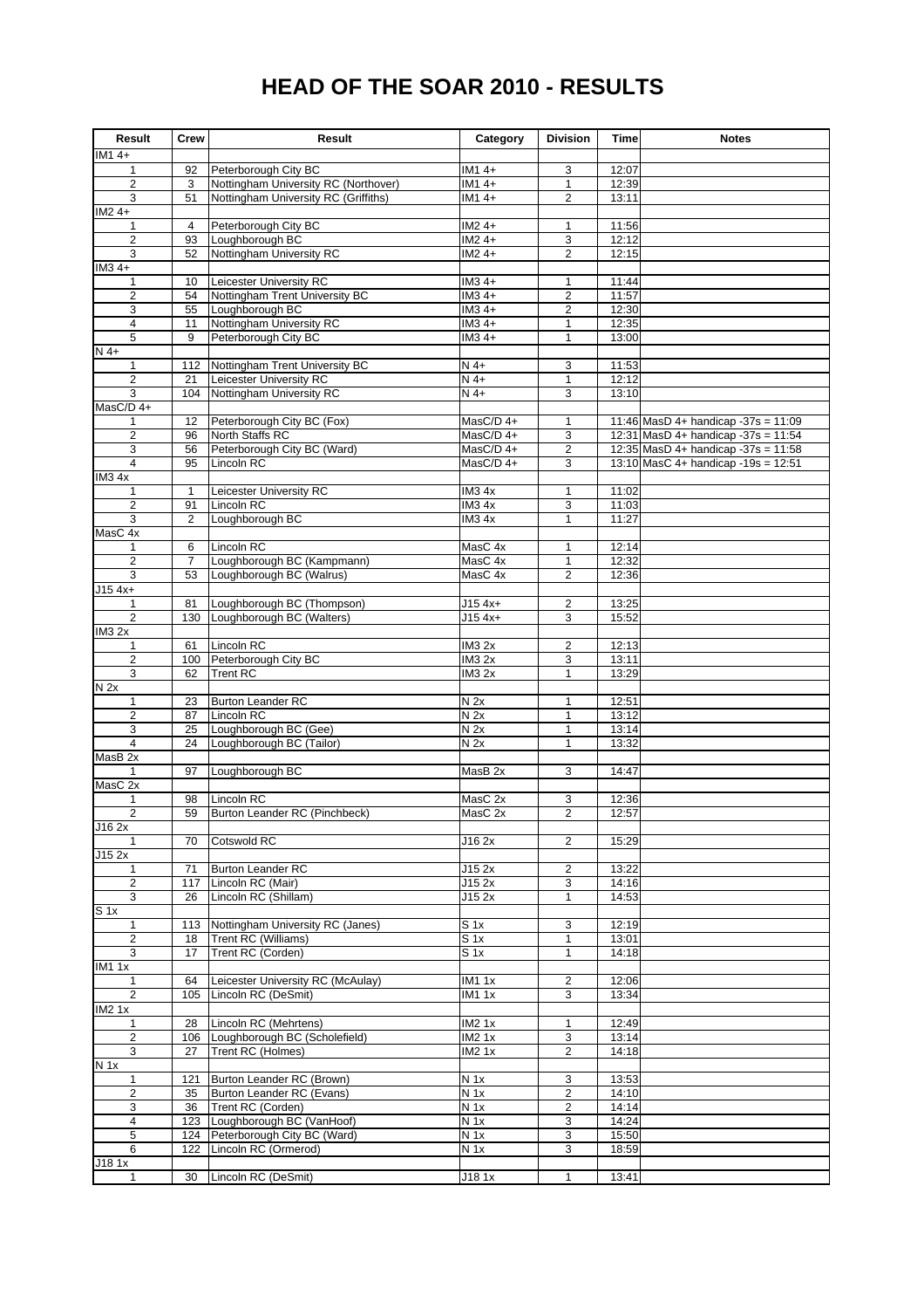# HEAD OF THE SOAR 2010 - RESULTS

| Result | Crew | Result | Category | Division | Time | Notes |
|---|---|---|---|---|---|---|
| IM1 4+ | | | | | | |
| 1 | 92 | Peterborough City BC | IM1 4+ | 3 | 12:07 | |
| 2 | 3 | Nottingham University RC (Northover) | IM1 4+ | 1 | 12:39 | |
| 3 | 51 | Nottingham University RC (Griffiths) | IM1 4+ | 2 | 13:11 | |
| IM2 4+ | | | | | | |
| 1 | 4 | Peterborough City BC | IM2 4+ | 1 | 11:56 | |
| 2 | 93 | Loughborough BC | IM2 4+ | 3 | 12:12 | |
| 3 | 52 | Nottingham University RC | IM2 4+ | 2 | 12:15 | |
| IM3 4+ | | | | | | |
| 1 | 10 | Leicester University RC | IM3 4+ | 1 | 11:44 | |
| 2 | 54 | Nottingham Trent University BC | IM3 4+ | 2 | 11:57 | |
| 3 | 55 | Loughborough BC | IM3 4+ | 2 | 12:30 | |
| 4 | 11 | Nottingham University RC | IM3 4+ | 1 | 12:35 | |
| 5 | 9 | Peterborough City BC | IM3 4+ | 1 | 13:00 | |
| N 4+ | | | | | | |
| 1 | 112 | Nottingham Trent University BC | N 4+ | 3 | 11:53 | |
| 2 | 21 | Leicester University RC | N 4+ | 1 | 12:12 | |
| 3 | 104 | Nottingham University RC | N 4+ | 3 | 13:10 | |
| MasC/D 4+ | | | | | | |
| 1 | 12 | Peterborough City BC (Fox) | MasC/D 4+ | 1 | 11:46 | MasD 4+ handicap -37s = 11:09 |
| 2 | 96 | North Staffs RC | MasC/D 4+ | 3 | 12:31 | MasD 4+ handicap -37s = 11:54 |
| 3 | 56 | Peterborough City BC (Ward) | MasC/D 4+ | 2 | 12:35 | MasD 4+ handicap -37s = 11:58 |
| 4 | 95 | Lincoln RC | MasC/D 4+ | 3 | 13:10 | MasC 4+ handicap -19s = 12:51 |
| IM3 4x | | | | | | |
| 1 | 1 | Leicester University RC | IM3 4x | 1 | 11:02 | |
| 2 | 91 | Lincoln RC | IM3 4x | 3 | 11:03 | |
| 3 | 2 | Loughborough BC | IM3 4x | 1 | 11:27 | |
| MasC 4x | | | | | | |
| 1 | 6 | Lincoln RC | MasC 4x | 1 | 12:14 | |
| 2 | 7 | Loughborough BC (Kampmann) | MasC 4x | 1 | 12:32 | |
| 3 | 53 | Loughborough BC (Walrus) | MasC 4x | 2 | 12:36 | |
| J15 4x+ | | | | | | |
| 1 | 81 | Loughborough BC (Thompson) | J15 4x+ | 2 | 13:25 | |
| 2 | 130 | Loughborough BC (Walters) | J15 4x+ | 3 | 15:52 | |
| IM3 2x | | | | | | |
| 1 | 61 | Lincoln RC | IM3 2x | 2 | 12:13 | |
| 2 | 100 | Peterborough City BC | IM3 2x | 3 | 13:11 | |
| 3 | 62 | Trent RC | IM3 2x | 1 | 13:29 | |
| N 2x | | | | | | |
| 1 | 23 | Burton Leander RC | N 2x | 1 | 12:51 | |
| 2 | 87 | Lincoln RC | N 2x | 1 | 13:12 | |
| 3 | 25 | Loughborough BC (Gee) | N 2x | 1 | 13:14 | |
| 4 | 24 | Loughborough BC (Tailor) | N 2x | 1 | 13:32 | |
| MasB 2x | | | | | | |
| 1 | 97 | Loughborough BC | MasB 2x | 3 | 14:47 | |
| MasC 2x | | | | | | |
| 1 | 98 | Lincoln RC | MasC 2x | 3 | 12:36 | |
| 2 | 59 | Burton Leander RC (Pinchbeck) | MasC 2x | 2 | 12:57 | |
| J16 2x | | | | | | |
| 1 | 70 | Cotswold RC | J16 2x | 2 | 15:29 | |
| J15 2x | | | | | | |
| 1 | 71 | Burton Leander RC | J15 2x | 2 | 13:22 | |
| 2 | 117 | Lincoln RC (Mair) | J15 2x | 3 | 14:16 | |
| 3 | 26 | Lincoln RC (Shillam) | J15 2x | 1 | 14:53 | |
| S 1x | | | | | | |
| 1 | 113 | Nottingham University RC (Janes) | S 1x | 3 | 12:19 | |
| 2 | 18 | Trent RC (Williams) | S 1x | 1 | 13:01 | |
| 3 | 17 | Trent RC (Corden) | S 1x | 1 | 14:18 | |
| IM1 1x | | | | | | |
| 1 | 64 | Leicester University RC (McAulay) | IM1 1x | 2 | 12:06 | |
| 2 | 105 | Lincoln RC (DeSmit) | IM1 1x | 3 | 13:34 | |
| IM2 1x | | | | | | |
| 1 | 28 | Lincoln RC (Mehrtens) | IM2 1x | 1 | 12:49 | |
| 2 | 106 | Loughborough BC (Scholefield) | IM2 1x | 3 | 13:14 | |
| 3 | 27 | Trent RC (Holmes) | IM2 1x | 2 | 14:18 | |
| N 1x | | | | | | |
| 1 | 121 | Burton Leander RC (Brown) | N 1x | 3 | 13:53 | |
| 2 | 35 | Burton Leander RC (Evans) | N 1x | 2 | 14:10 | |
| 3 | 36 | Trent RC (Corden) | N 1x | 2 | 14:14 | |
| 4 | 123 | Loughborough BC (VanHoof) | N 1x | 3 | 14:24 | |
| 5 | 124 | Peterborough City BC (Ward) | N 1x | 3 | 15:50 | |
| 6 | 122 | Lincoln RC (Ormerod) | N 1x | 3 | 18:59 | |
| J18 1x | | | | | | |
| 1 | 30 | Lincoln RC (DeSmit) | J18 1x | 1 | 13:41 | |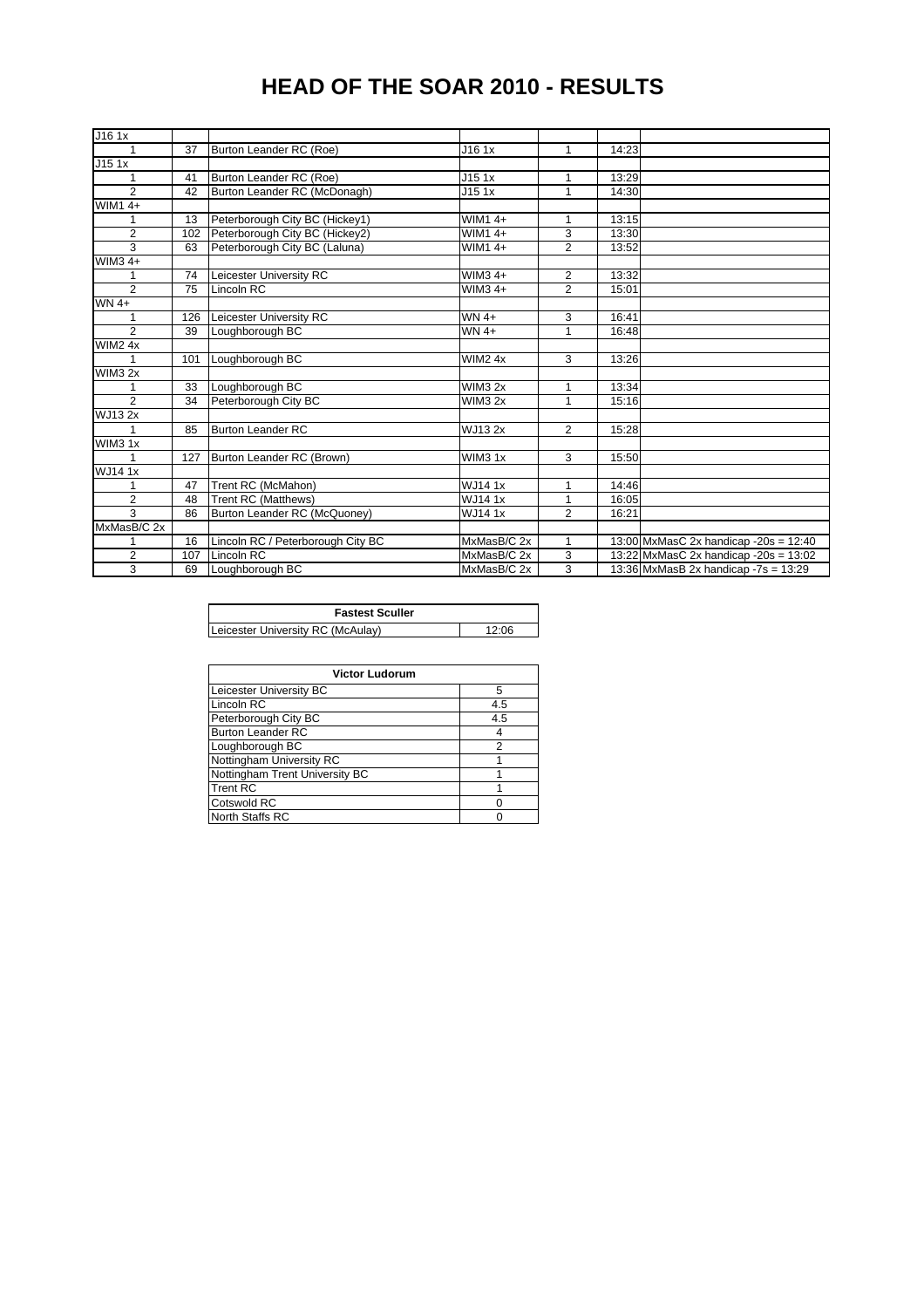# HEAD OF THE SOAR 2010 - RESULTS

| | | | | | | |
|---|---|---|---|---|---|---|
| J16 1x | | | | | | |
| 1 | 37 | Burton Leander RC (Roe) | J16 1x | 1 | 14:23 | |
| J15 1x | | | | | | |
| 1 | 41 | Burton Leander RC (Roe) | J15 1x | 1 | 13:29 | |
| 2 | 42 | Burton Leander RC (McDonagh) | J15 1x | 1 | 14:30 | |
| WIM1 4+ | | | | | | |
| 1 | 13 | Peterborough City BC (Hickey1) | WIM1 4+ | 1 | 13:15 | |
| 2 | 102 | Peterborough City BC (Hickey2) | WIM1 4+ | 3 | 13:30 | |
| 3 | 63 | Peterborough City BC (Laluna) | WIM1 4+ | 2 | 13:52 | |
| WIM3 4+ | | | | | | |
| 1 | 74 | Leicester University RC | WIM3 4+ | 2 | 13:32 | |
| 2 | 75 | Lincoln RC | WIM3 4+ | 2 | 15:01 | |
| WN 4+ | | | | | | |
| 1 | 126 | Leicester University RC | WN 4+ | 3 | 16:41 | |
| 2 | 39 | Loughborough BC | WN 4+ | 1 | 16:48 | |
| WIM2 4x | | | | | | |
| 1 | 101 | Loughborough BC | WIM2 4x | 3 | 13:26 | |
| WIM3 2x | | | | | | |
| 1 | 33 | Loughborough BC | WIM3 2x | 1 | 13:34 | |
| 2 | 34 | Peterborough City BC | WIM3 2x | 1 | 15:16 | |
| WJ13 2x | | | | | | |
| 1 | 85 | Burton Leander RC | WJ13 2x | 2 | 15:28 | |
| WIM3 1x | | | | | | |
| 1 | 127 | Burton Leander RC (Brown) | WIM3 1x | 3 | 15:50 | |
| WJ14 1x | | | | | | |
| 1 | 47 | Trent RC (McMahon) | WJ14 1x | 1 | 14:46 | |
| 2 | 48 | Trent RC (Matthews) | WJ14 1x | 1 | 16:05 | |
| 3 | 86 | Burton Leander RC (McQuoney) | WJ14 1x | 2 | 16:21 | |
| MxMasB/C 2x | | | | | | |
| 1 | 16 | Lincoln RC / Peterborough City BC | MxMasB/C 2x | 1 | 13:00 | MxMasC 2x handicap -20s = 12:40 |
| 2 | 107 | Lincoln RC | MxMasB/C 2x | 3 | 13:22 | MxMasC 2x handicap -20s = 13:02 |
| 3 | 69 | Loughborough BC | MxMasB/C 2x | 3 | 13:36 | MxMasB 2x handicap -7s = 13:29 |

| Fastest Sculler | |
|---|---|
| Leicester University RC (McAulay) | 12:06 |

| Victor Ludorum | |
|---|---|
| Leicester University BC | 5 |
| Lincoln RC | 4.5 |
| Peterborough City BC | 4.5 |
| Burton Leander RC | 4 |
| Loughborough BC | 2 |
| Nottingham University RC | 1 |
| Nottingham Trent University BC | 1 |
| Trent RC | 1 |
| Cotswold RC | 0 |
| North Staffs RC | 0 |